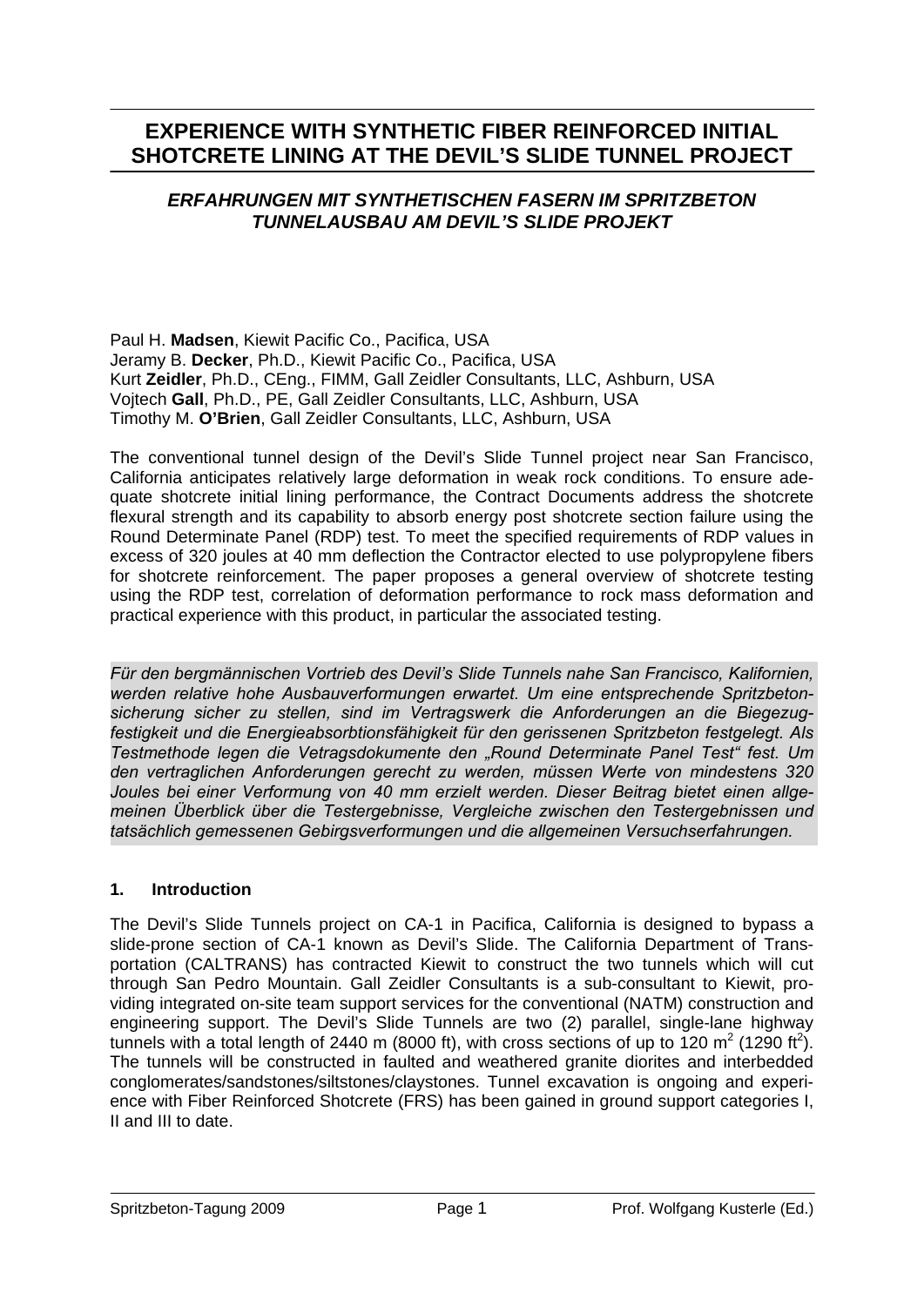# EXPERIENCE WITH SYNTHETIC FIBER REINFORCED INITIAL SHOTCRETE LINING AT THE DEVIL'S SLIDE TUNNEL PROJECT

## *ERFAHRUNGEN MIT SYNTHETISCHEN FASERN IM SPRITZBETON TUNNELAUSBAU AM DEVIL'S SLIDE PROJEKT*

Paul H. **Madsen**, Kiewit Pacific Co., Pacifica, USA
Jeramy B. **Decker**, Ph.D., Kiewit Pacific Co., Pacifica, USA
Kurt **Zeidler**, Ph.D., CEng., FIMM, Gall Zeidler Consultants, LLC, Ashburn, USA
Vojtech **Gall**, Ph.D., PE, Gall Zeidler Consultants, LLC, Ashburn, USA
Timothy M. **O'Brien**, Gall Zeidler Consultants, LLC, Ashburn, USA

The conventional tunnel design of the Devil's Slide Tunnel project near San Francisco, California anticipates relatively large deformation in weak rock conditions. To ensure adequate shotcrete initial lining performance, the Contract Documents address the shotcrete flexural strength and its capability to absorb energy post shotcrete section failure using the Round Determinate Panel (RDP) test. To meet the specified requirements of RDP values in excess of 320 joules at 40 mm deflection the Contractor elected to use polypropylene fibers for shotcrete reinforcement. The paper proposes a general overview of shotcrete testing using the RDP test, correlation of deformation performance to rock mass deformation and practical experience with this product, in particular the associated testing.

*Für den bergmännischen Vortrieb des Devil's Slide Tunnels nahe San Francisco, Kalifornien, werden relative hohe Ausbauverformungen erwartet. Um eine entsprechende Spritzbetonsicherung sicher zu stellen, sind im Vertragswerk die Anforderungen an die Biegezugfestigkeit und die Energieabsorbtionsfähigkeit für den gerissenen Spritzbeton festgelegt. Als Testmethode legen die Vetragsdokumente den „Round Determinate Panel Test" fest. Um den vertraglichen Anforderungen gerecht zu werden, müssen Werte von mindestens 320 Joules bei einer Verformung von 40 mm erzielt werden. Dieser Beitrag bietet einen allgemeinen Überblick über die Testergebnisse, Vergleiche zwischen den Testergebnissen und tatsächlich gemessenen Gebirgsverformungen und die allgemeinen Versuchserfahrungen.*

### 1. Introduction

The Devil's Slide Tunnels project on CA-1 in Pacifica, California is designed to bypass a slide-prone section of CA-1 known as Devil's Slide. The California Department of Transportation (CALTRANS) has contracted Kiewit to construct the two tunnels which will cut through San Pedro Mountain. Gall Zeidler Consultants is a sub-consultant to Kiewit, providing integrated on-site team support services for the conventional (NATM) construction and engineering support. The Devil's Slide Tunnels are two (2) parallel, single-lane highway tunnels with a total length of 2440 m (8000 ft), with cross sections of up to 120 m$^2$ (1290 ft$^2$). The tunnels will be constructed in faulted and weathered granite diorites and interbedded conglomerates/sandstones/siltstones/claystones. Tunnel excavation is ongoing and experience with Fiber Reinforced Shotcrete (FRS) has been gained in ground support categories I, II and III to date.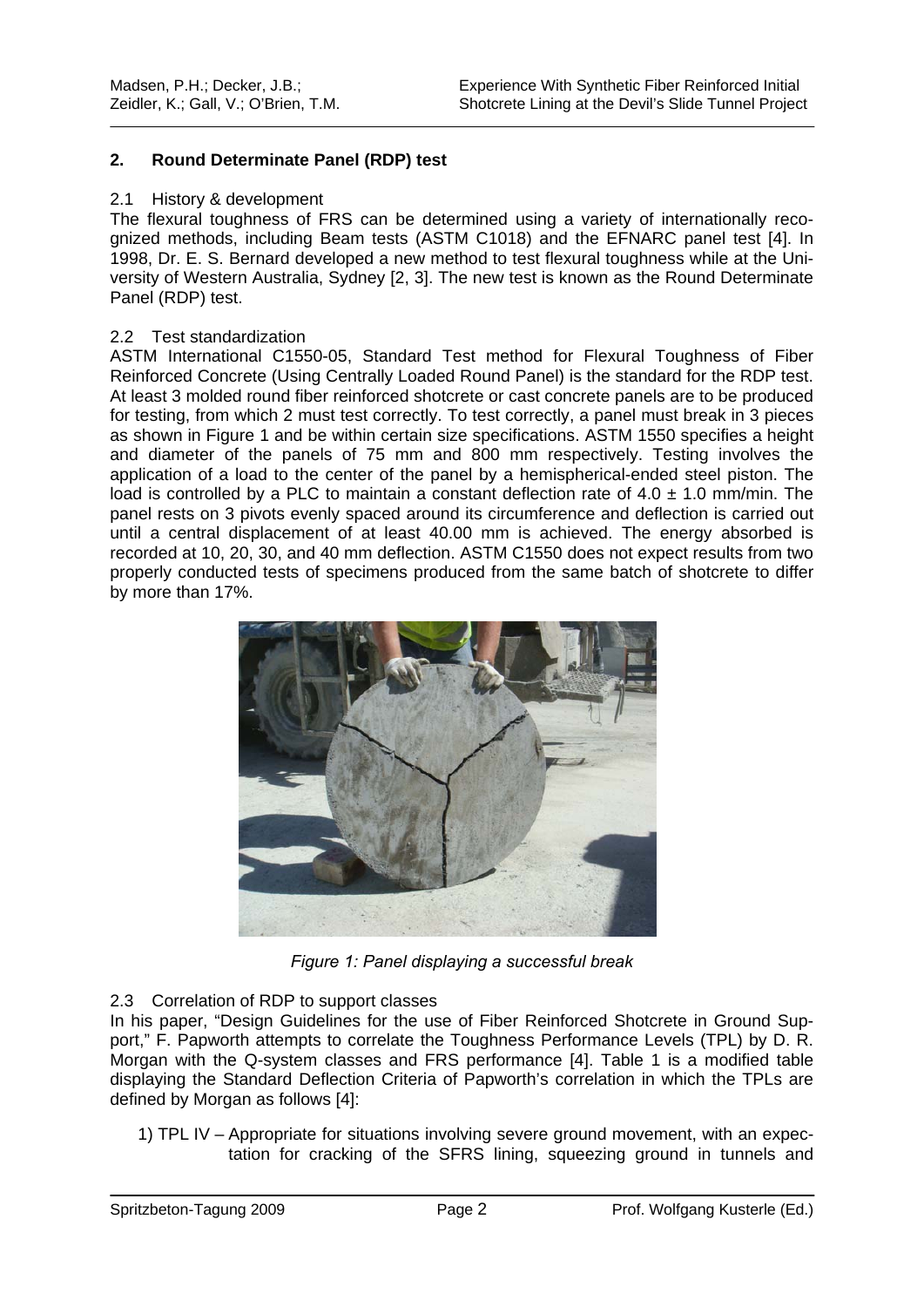## 2. Round Determinate Panel (RDP) test

### 2.1 History & development

The flexural toughness of FRS can be determined using a variety of internationally recognized methods, including Beam tests (ASTM C1018) and the EFNARC panel test [4]. In 1998, Dr. E. S. Bernard developed a new method to test flexural toughness while at the University of Western Australia, Sydney [2, 3]. The new test is known as the Round Determinate Panel (RDP) test.

### 2.2 Test standardization

ASTM International C1550-05, Standard Test method for Flexural Toughness of Fiber Reinforced Concrete (Using Centrally Loaded Round Panel) is the standard for the RDP test. At least 3 molded round fiber reinforced shotcrete or cast concrete panels are to be produced for testing, from which 2 must test correctly. To test correctly, a panel must break in 3 pieces as shown in Figure 1 and be within certain size specifications. ASTM 1550 specifies a height and diameter of the panels of 75 mm and 800 mm respectively. Testing involves the application of a load to the center of the panel by a hemispherical-ended steel piston. The load is controlled by a PLC to maintain a constant deflection rate of $4.0 \pm 1.0$ mm/min. The panel rests on 3 pivots evenly spaced around its circumference and deflection is carried out until a central displacement of at least 40.00 mm is achieved. The energy absorbed is recorded at 10, 20, 30, and 40 mm deflection. ASTM C1550 does not expect results from two properly conducted tests of specimens produced from the same batch of shotcrete to differ by more than 17%.

*Figure 1: Panel displaying a successful break*

### 2.3 Correlation of RDP to support classes

In his paper, "Design Guidelines for the use of Fiber Reinforced Shotcrete in Ground Support," F. Papworth attempts to correlate the Toughness Performance Levels (TPL) by D. R. Morgan with the Q-system classes and FRS performance [4]. Table 1 is a modified table displaying the Standard Deflection Criteria of Papworth's correlation in which the TPLs are defined by Morgan as follows [4]:

1) TPL IV – Appropriate for situations involving severe ground movement, with an expectation for cracking of the SFRS lining, squeezing ground in tunnels and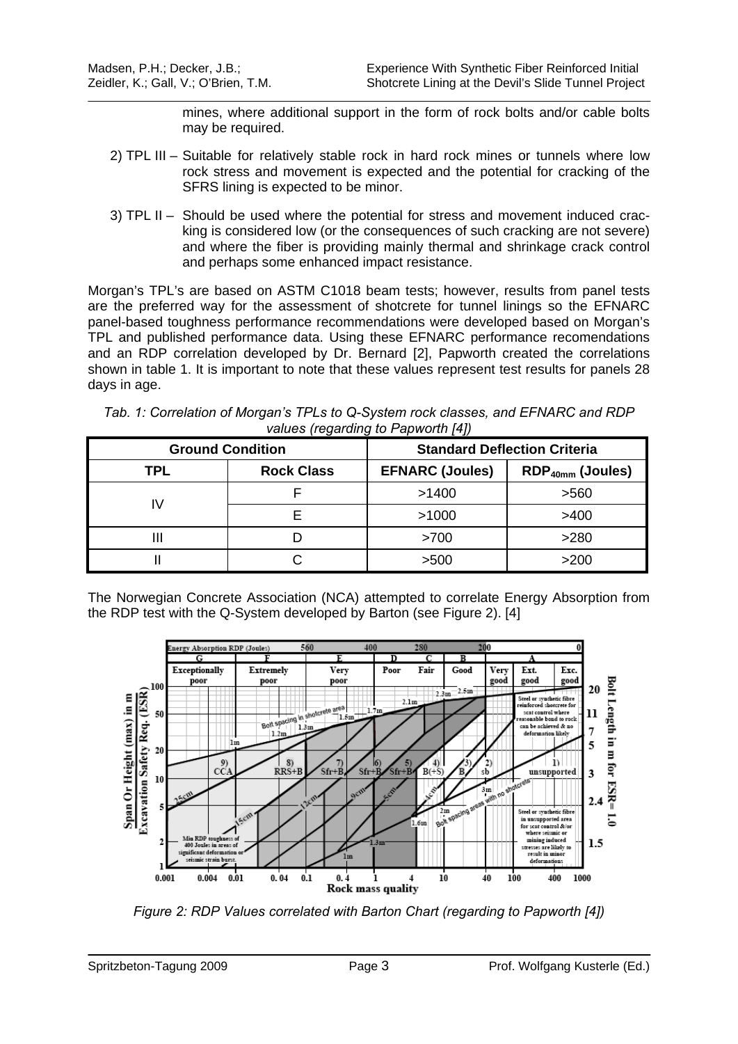mines, where additional support in the form of rock bolts and/or cable bolts may be required.

2) TPL III – Suitable for relatively stable rock in hard rock mines or tunnels where low rock stress and movement is expected and the potential for cracking of the SFRS lining is expected to be minor.

3) TPL II – Should be used where the potential for stress and movement induced cracking is considered low (or the consequences of such cracking are not severe) and where the fiber is providing mainly thermal and shrinkage crack control and perhaps some enhanced impact resistance.

Morgan's TPL's are based on ASTM C1018 beam tests; however, results from panel tests are the preferred way for the assessment of shotcrete for tunnel linings so the EFNARC panel-based toughness performance recommendations were developed based on Morgan's TPL and published performance data. Using these EFNARC performance recomendations and an RDP correlation developed by Dr. Bernard [2], Papworth created the correlations shown in table 1. It is important to note that these values represent test results for panels 28 days in age.

*Tab. 1: Correlation of Morgan's TPLs to Q-System rock classes, and EFNARC and RDP values (regarding to Papworth [4])*

| Ground Condition | | Standard Deflection Criteria | |
|---|---|---|---|
| **TPL** | **Rock Class** | **EFNARC (Joules)** | **$RDP_{40mm}$ (Joules)** |
| IV | F | >1400 | >560 |
| | E | >1000 | >400 |
| III | D | >700 | >280 |
| II | C | >500 | >200 |

The Norwegian Concrete Association (NCA) attempted to correlate Energy Absorption from the RDP test with the Q-System developed by Barton (see Figure 2). [4]

*Figure 2: RDP Values correlated with Barton Chart (regarding to Papworth [4])*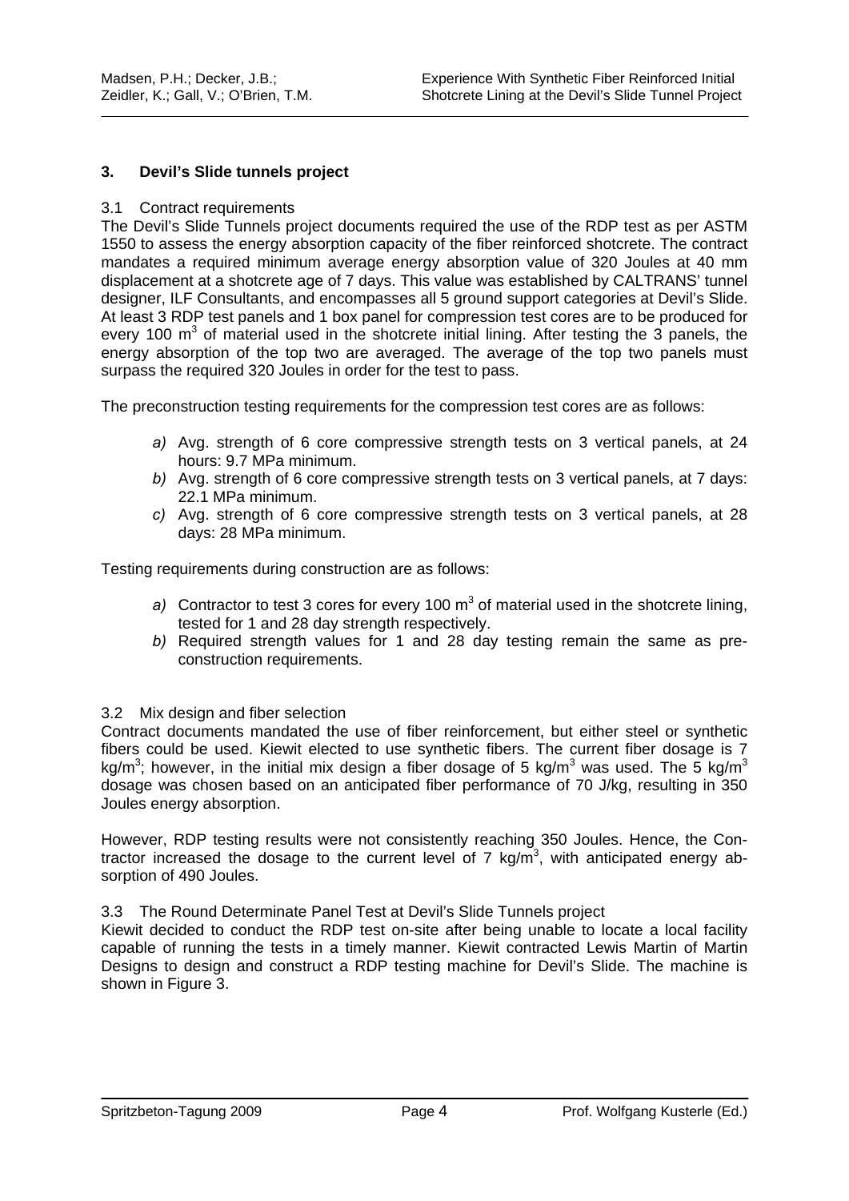## 3. Devil's Slide tunnels project

### 3.1 Contract requirements

The Devil's Slide Tunnels project documents required the use of the RDP test as per ASTM 1550 to assess the energy absorption capacity of the fiber reinforced shotcrete. The contract mandates a required minimum average energy absorption value of 320 Joules at 40 mm displacement at a shotcrete age of 7 days. This value was established by CALTRANS' tunnel designer, ILF Consultants, and encompasses all 5 ground support categories at Devil's Slide. At least 3 RDP test panels and 1 box panel for compression test cores are to be produced for every 100 $m^3$ of material used in the shotcrete initial lining. After testing the 3 panels, the energy absorption of the top two are averaged. The average of the top two panels must surpass the required 320 Joules in order for the test to pass.

The preconstruction testing requirements for the compression test cores are as follows:

- *a)* Avg. strength of 6 core compressive strength tests on 3 vertical panels, at 24 hours: 9.7 MPa minimum.
- *b)* Avg. strength of 6 core compressive strength tests on 3 vertical panels, at 7 days: 22.1 MPa minimum.
- *c)* Avg. strength of 6 core compressive strength tests on 3 vertical panels, at 28 days: 28 MPa minimum.

Testing requirements during construction are as follows:

- *a)* Contractor to test 3 cores for every 100 $m^3$ of material used in the shotcrete lining, tested for 1 and 28 day strength respectively.
- *b)* Required strength values for 1 and 28 day testing remain the same as pre-construction requirements.

### 3.2 Mix design and fiber selection

Contract documents mandated the use of fiber reinforcement, but either steel or synthetic fibers could be used. Kiewit elected to use synthetic fibers. The current fiber dosage is 7 kg/$m^3$; however, in the initial mix design a fiber dosage of 5 kg/$m^3$ was used. The 5 kg/$m^3$ dosage was chosen based on an anticipated fiber performance of 70 J/kg, resulting in 350 Joules energy absorption.

However, RDP testing results were not consistently reaching 350 Joules. Hence, the Contractor increased the dosage to the current level of 7 kg/$m^3$, with anticipated energy absorption of 490 Joules.

### 3.3 The Round Determinate Panel Test at Devil's Slide Tunnels project

Kiewit decided to conduct the RDP test on-site after being unable to locate a local facility capable of running the tests in a timely manner. Kiewit contracted Lewis Martin of Martin Designs to design and construct a RDP testing machine for Devil's Slide. The machine is shown in Figure 3.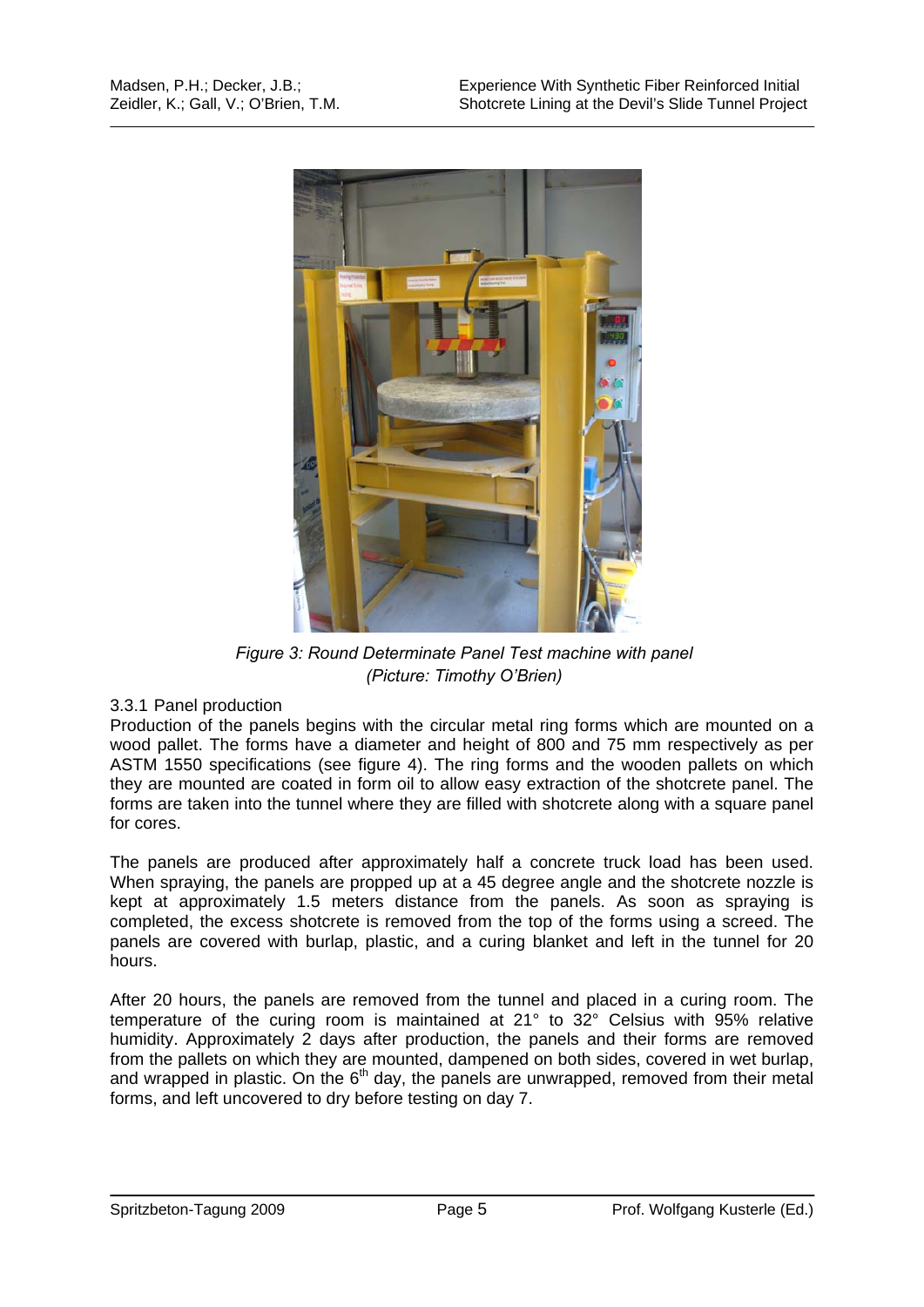*Figure 3: Round Determinate Panel Test machine with panel (Picture: Timothy O'Brien)*

### 3.3.1 Panel production

Production of the panels begins with the circular metal ring forms which are mounted on a wood pallet. The forms have a diameter and height of 800 and 75 mm respectively as per ASTM 1550 specifications (see figure 4). The ring forms and the wooden pallets on which they are mounted are coated in form oil to allow easy extraction of the shotcrete panel. The forms are taken into the tunnel where they are filled with shotcrete along with a square panel for cores.

The panels are produced after approximately half a concrete truck load has been used. When spraying, the panels are propped up at a 45 degree angle and the shotcrete nozzle is kept at approximately 1.5 meters distance from the panels. As soon as spraying is completed, the excess shotcrete is removed from the top of the forms using a screed. The panels are covered with burlap, plastic, and a curing blanket and left in the tunnel for 20 hours.

After 20 hours, the panels are removed from the tunnel and placed in a curing room. The temperature of the curing room is maintained at 21° to 32° Celsius with 95% relative humidity. Approximately 2 days after production, the panels and their forms are removed from the pallets on which they are mounted, dampened on both sides, covered in wet burlap, and wrapped in plastic. On the 6$^{th}$ day, the panels are unwrapped, removed from their metal forms, and left uncovered to dry before testing on day 7.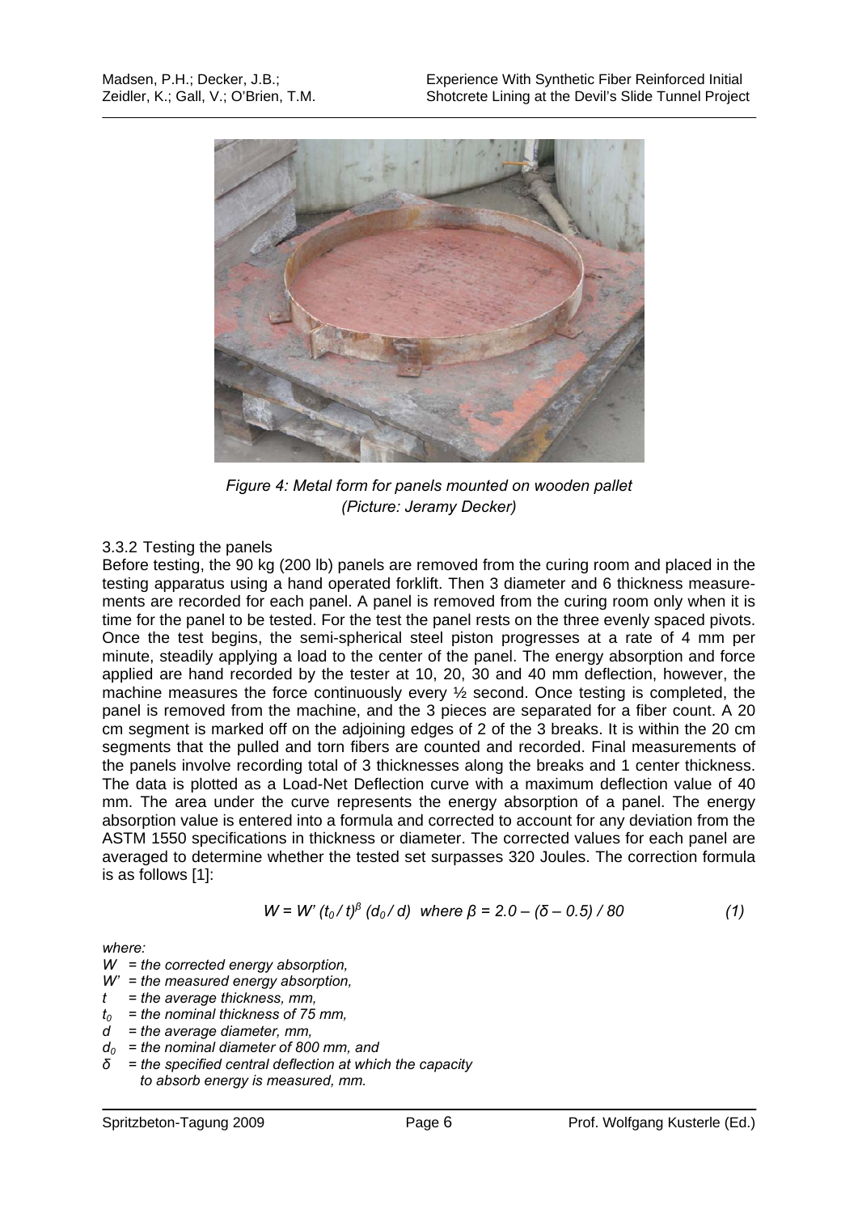*Figure 4: Metal form for panels mounted on wooden pallet (Picture: Jeramy Decker)*

3.3.2 Testing the panels

Before testing, the 90 kg (200 lb) panels are removed from the curing room and placed in the testing apparatus using a hand operated forklift. Then 3 diameter and 6 thickness measurements are recorded for each panel. A panel is removed from the curing room only when it is time for the panel to be tested. For the test the panel rests on the three evenly spaced pivots. Once the test begins, the semi-spherical steel piston progresses at a rate of 4 mm per minute, steadily applying a load to the center of the panel. The energy absorption and force applied are hand recorded by the tester at 10, 20, 30 and 40 mm deflection, however, the machine measures the force continuously every ½ second. Once testing is completed, the panel is removed from the machine, and the 3 pieces are separated for a fiber count. A 20 cm segment is marked off on the adjoining edges of 2 of the 3 breaks. It is within the 20 cm segments that the pulled and torn fibers are counted and recorded. Final measurements of the panels involve recording total of 3 thicknesses along the breaks and 1 center thickness. The data is plotted as a Load-Net Deflection curve with a maximum deflection value of 40 mm. The area under the curve represents the energy absorption of a panel. The energy absorption value is entered into a formula and corrected to account for any deviation from the ASTM 1550 specifications in thickness or diameter. The corrected values for each panel are averaged to determine whether the tested set surpasses 320 Joules. The correction formula is as follows [1]:

$$W = W' \,(t_0 / t)^{\beta} \,(d_0 / d) \quad \text{where } \beta = 2.0 - (\delta - 0.5) / 80 \qquad (1)$$

*where:*

- $W$ = *the corrected energy absorption,*
- $W'$ = *the measured energy absorption,*
- $t$ = *the average thickness, mm,*
- $t_0$ = *the nominal thickness of 75 mm,*
- $d$ = *the average diameter, mm,*
- $d_0$ = *the nominal diameter of 800 mm, and*
- $\delta$ = *the specified central deflection at which the capacity to absorb energy is measured, mm.*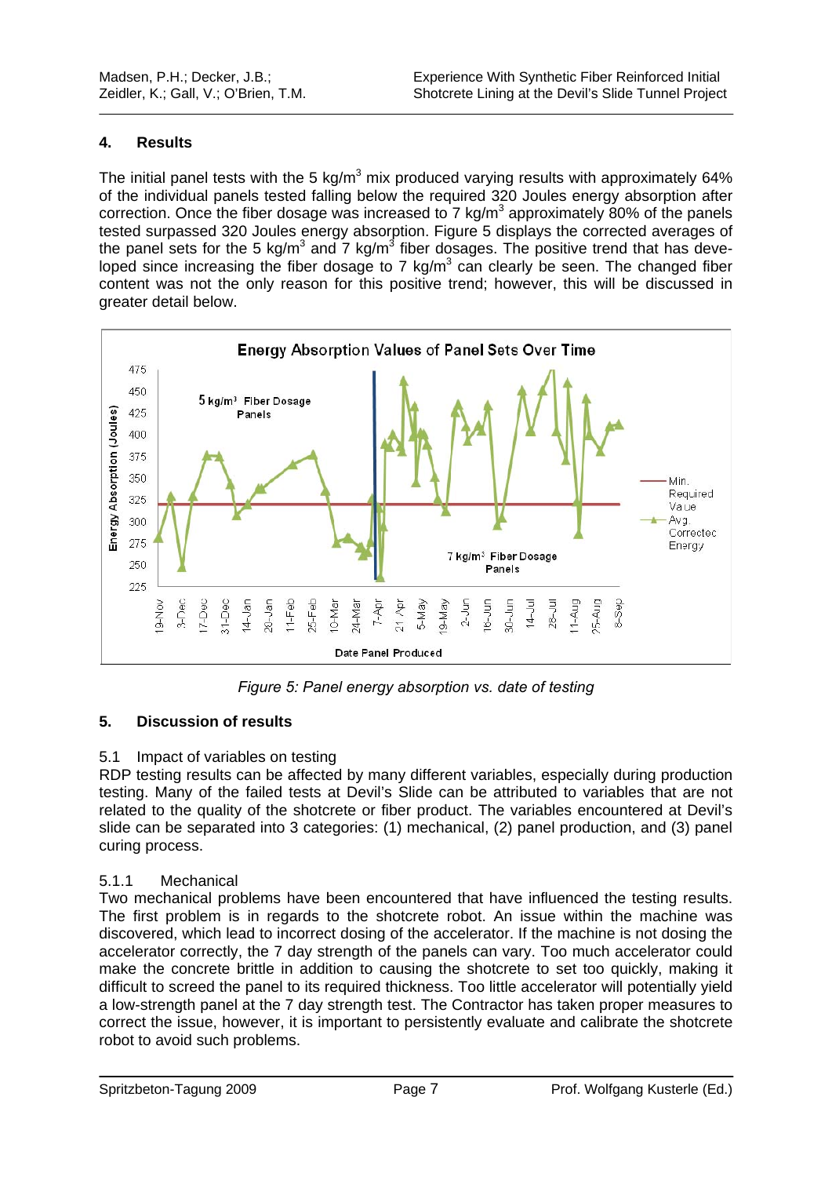## 4. Results

The initial panel tests with the 5 kg/m$^3$ mix produced varying results with approximately 64% of the individual panels tested falling below the required 320 Joules energy absorption after correction. Once the fiber dosage was increased to 7 kg/m$^3$ approximately 80% of the panels tested surpassed 320 Joules energy absorption. Figure 5 displays the corrected averages of the panel sets for the 5 kg/m$^3$ and 7 kg/m$^3$ fiber dosages. The positive trend that has developed since increasing the fiber dosage to 7 kg/m$^3$ can clearly be seen. The changed fiber content was not the only reason for this positive trend; however, this will be discussed in greater detail below.

*Figure 5: Panel energy absorption vs. date of testing*

## 5. Discussion of results

### 5.1 Impact of variables on testing

RDP testing results can be affected by many different variables, especially during production testing. Many of the failed tests at Devil's Slide can be attributed to variables that are not related to the quality of the shotcrete or fiber product. The variables encountered at Devil's slide can be separated into 3 categories: (1) mechanical, (2) panel production, and (3) panel curing process.

#### 5.1.1 Mechanical

Two mechanical problems have been encountered that have influenced the testing results. The first problem is in regards to the shotcrete robot. An issue within the machine was discovered, which lead to incorrect dosing of the accelerator. If the machine is not dosing the accelerator correctly, the 7 day strength of the panels can vary. Too much accelerator could make the concrete brittle in addition to causing the shotcrete to set too quickly, making it difficult to screed the panel to its required thickness. Too little accelerator will potentially yield a low-strength panel at the 7 day strength test. The Contractor has taken proper measures to correct the issue, however, it is important to persistently evaluate and calibrate the shotcrete robot to avoid such problems.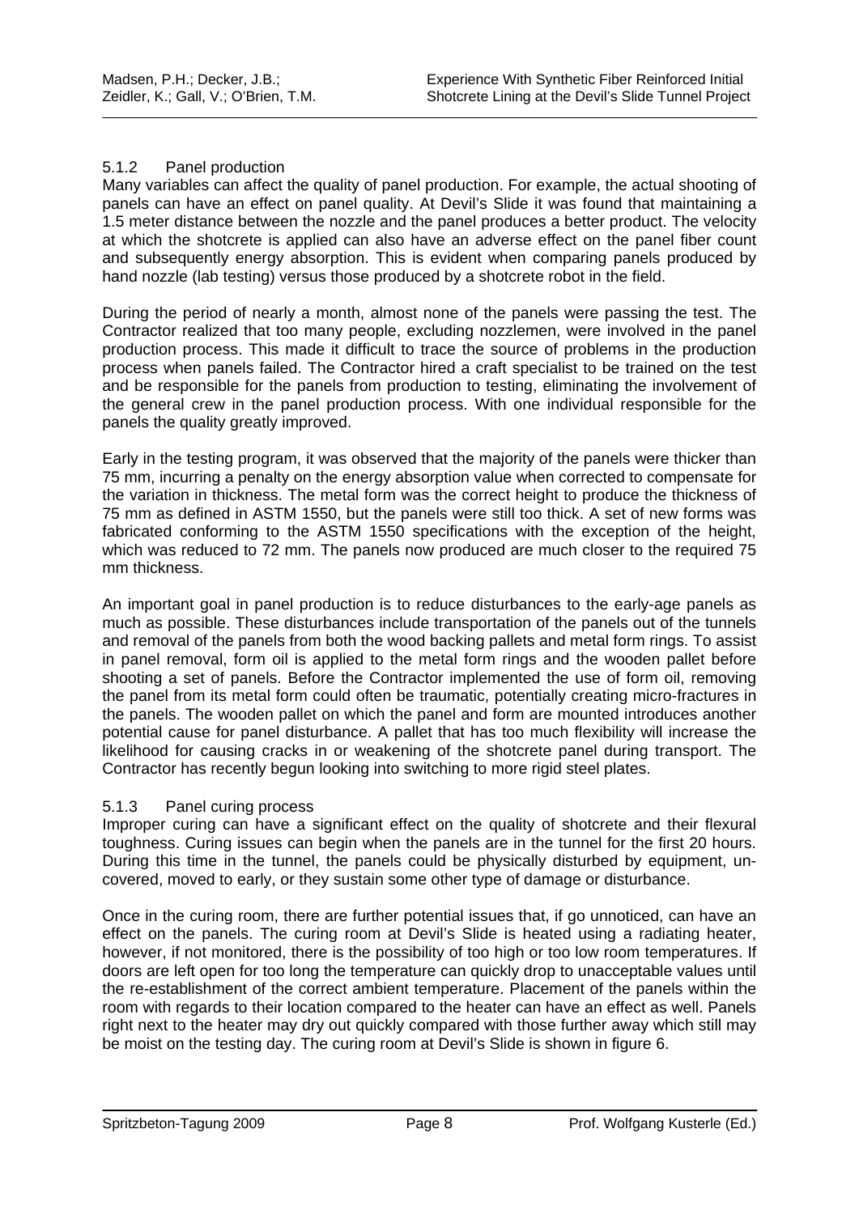### 5.1.2 Panel production

Many variables can affect the quality of panel production. For example, the actual shooting of panels can have an effect on panel quality. At Devil's Slide it was found that maintaining a 1.5 meter distance between the nozzle and the panel produces a better product. The velocity at which the shotcrete is applied can also have an adverse effect on the panel fiber count and subsequently energy absorption. This is evident when comparing panels produced by hand nozzle (lab testing) versus those produced by a shotcrete robot in the field.

During the period of nearly a month, almost none of the panels were passing the test. The Contractor realized that too many people, excluding nozzlemen, were involved in the panel production process. This made it difficult to trace the source of problems in the production process when panels failed. The Contractor hired a craft specialist to be trained on the test and be responsible for the panels from production to testing, eliminating the involvement of the general crew in the panel production process. With one individual responsible for the panels the quality greatly improved.

Early in the testing program, it was observed that the majority of the panels were thicker than 75 mm, incurring a penalty on the energy absorption value when corrected to compensate for the variation in thickness. The metal form was the correct height to produce the thickness of 75 mm as defined in ASTM 1550, but the panels were still too thick. A set of new forms was fabricated conforming to the ASTM 1550 specifications with the exception of the height, which was reduced to 72 mm. The panels now produced are much closer to the required 75 mm thickness.

An important goal in panel production is to reduce disturbances to the early-age panels as much as possible. These disturbances include transportation of the panels out of the tunnels and removal of the panels from both the wood backing pallets and metal form rings. To assist in panel removal, form oil is applied to the metal form rings and the wooden pallet before shooting a set of panels. Before the Contractor implemented the use of form oil, removing the panel from its metal form could often be traumatic, potentially creating micro-fractures in the panels. The wooden pallet on which the panel and form are mounted introduces another potential cause for panel disturbance. A pallet that has too much flexibility will increase the likelihood for causing cracks in or weakening of the shotcrete panel during transport. The Contractor has recently begun looking into switching to more rigid steel plates.

### 5.1.3 Panel curing process

Improper curing can have a significant effect on the quality of shotcrete and their flexural toughness. Curing issues can begin when the panels are in the tunnel for the first 20 hours. During this time in the tunnel, the panels could be physically disturbed by equipment, uncovered, moved to early, or they sustain some other type of damage or disturbance.

Once in the curing room, there are further potential issues that, if go unnoticed, can have an effect on the panels. The curing room at Devil's Slide is heated using a radiating heater, however, if not monitored, there is the possibility of too high or too low room temperatures. If doors are left open for too long the temperature can quickly drop to unacceptable values until the re-establishment of the correct ambient temperature. Placement of the panels within the room with regards to their location compared to the heater can have an effect as well. Panels right next to the heater may dry out quickly compared with those further away which still may be moist on the testing day. The curing room at Devil's Slide is shown in figure 6.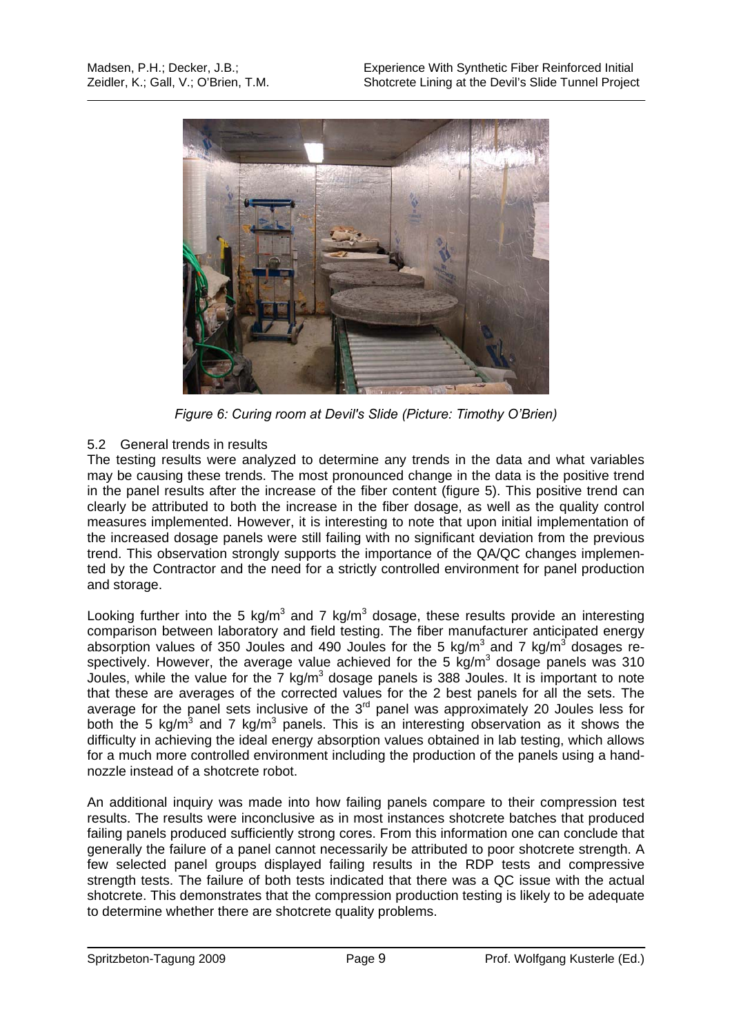*Figure 6: Curing room at Devil's Slide (Picture: Timothy O'Brien)*

### 5.2 General trends in results

The testing results were analyzed to determine any trends in the data and what variables may be causing these trends. The most pronounced change in the data is the positive trend in the panel results after the increase of the fiber content (figure 5). This positive trend can clearly be attributed to both the increase in the fiber dosage, as well as the quality control measures implemented. However, it is interesting to note that upon initial implementation of the increased dosage panels were still failing with no significant deviation from the previous trend. This observation strongly supports the importance of the QA/QC changes implemented by the Contractor and the need for a strictly controlled environment for panel production and storage.

Looking further into the 5 $kg/m^3$ and 7 $kg/m^3$ dosage, these results provide an interesting comparison between laboratory and field testing. The fiber manufacturer anticipated energy absorption values of 350 Joules and 490 Joules for the 5 $kg/m^3$ and 7 $kg/m^3$ dosages respectively. However, the average value achieved for the 5 $kg/m^3$ dosage panels was 310 Joules, while the value for the 7 $kg/m^3$ dosage panels is 388 Joules. It is important to note that these are averages of the corrected values for the 2 best panels for all the sets. The average for the panel sets inclusive of the 3rd panel was approximately 20 Joules less for both the 5 $kg/m^3$ and 7 $kg/m^3$ panels. This is an interesting observation as it shows the difficulty in achieving the ideal energy absorption values obtained in lab testing, which allows for a much more controlled environment including the production of the panels using a hand-nozzle instead of a shotcrete robot.

An additional inquiry was made into how failing panels compare to their compression test results. The results were inconclusive as in most instances shotcrete batches that produced failing panels produced sufficiently strong cores. From this information one can conclude that generally the failure of a panel cannot necessarily be attributed to poor shotcrete strength. A few selected panel groups displayed failing results in the RDP tests and compressive strength tests. The failure of both tests indicated that there was a QC issue with the actual shotcrete. This demonstrates that the compression production testing is likely to be adequate to determine whether there are shotcrete quality problems.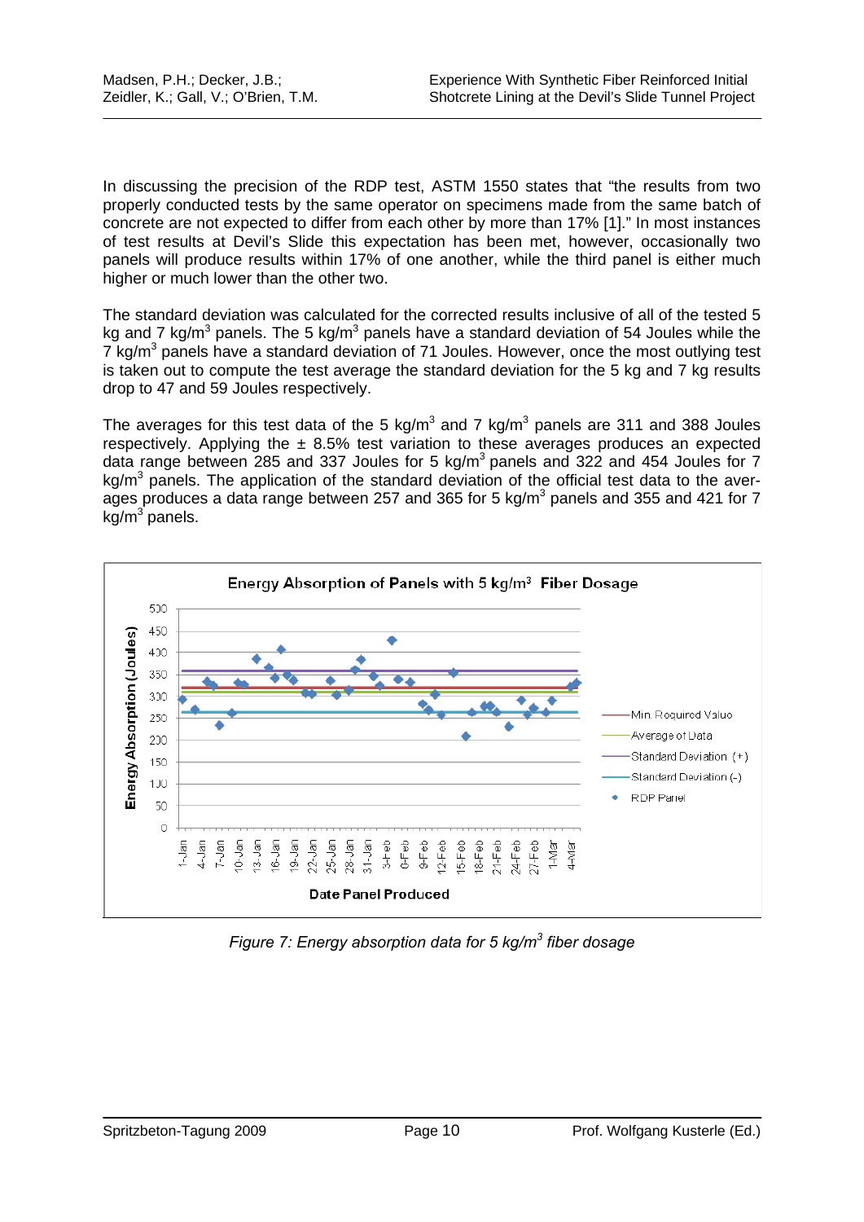In discussing the precision of the RDP test, ASTM 1550 states that "the results from two properly conducted tests by the same operator on specimens made from the same batch of concrete are not expected to differ from each other by more than 17% [1]." In most instances of test results at Devil's Slide this expectation has been met, however, occasionally two panels will produce results within 17% of one another, while the third panel is either much higher or much lower than the other two.

The standard deviation was calculated for the corrected results inclusive of all of the tested 5 kg and 7 kg/m$^3$ panels. The 5 kg/m$^3$ panels have a standard deviation of 54 Joules while the 7 kg/m$^3$ panels have a standard deviation of 71 Joules. However, once the most outlying test is taken out to compute the test average the standard deviation for the 5 kg and 7 kg results drop to 47 and 59 Joules respectively.

The averages for this test data of the 5 kg/m$^3$ and 7 kg/m$^3$ panels are 311 and 388 Joules respectively. Applying the ± 8.5% test variation to these averages produces an expected data range between 285 and 337 Joules for 5 kg/m$^3$ panels and 322 and 454 Joules for 7 kg/m$^3$ panels. The application of the standard deviation of the official test data to the averages produces a data range between 257 and 365 for 5 kg/m$^3$ panels and 355 and 421 for 7 kg/m$^3$ panels.

*Figure 7: Energy absorption data for 5 kg/m$^3$ fiber dosage*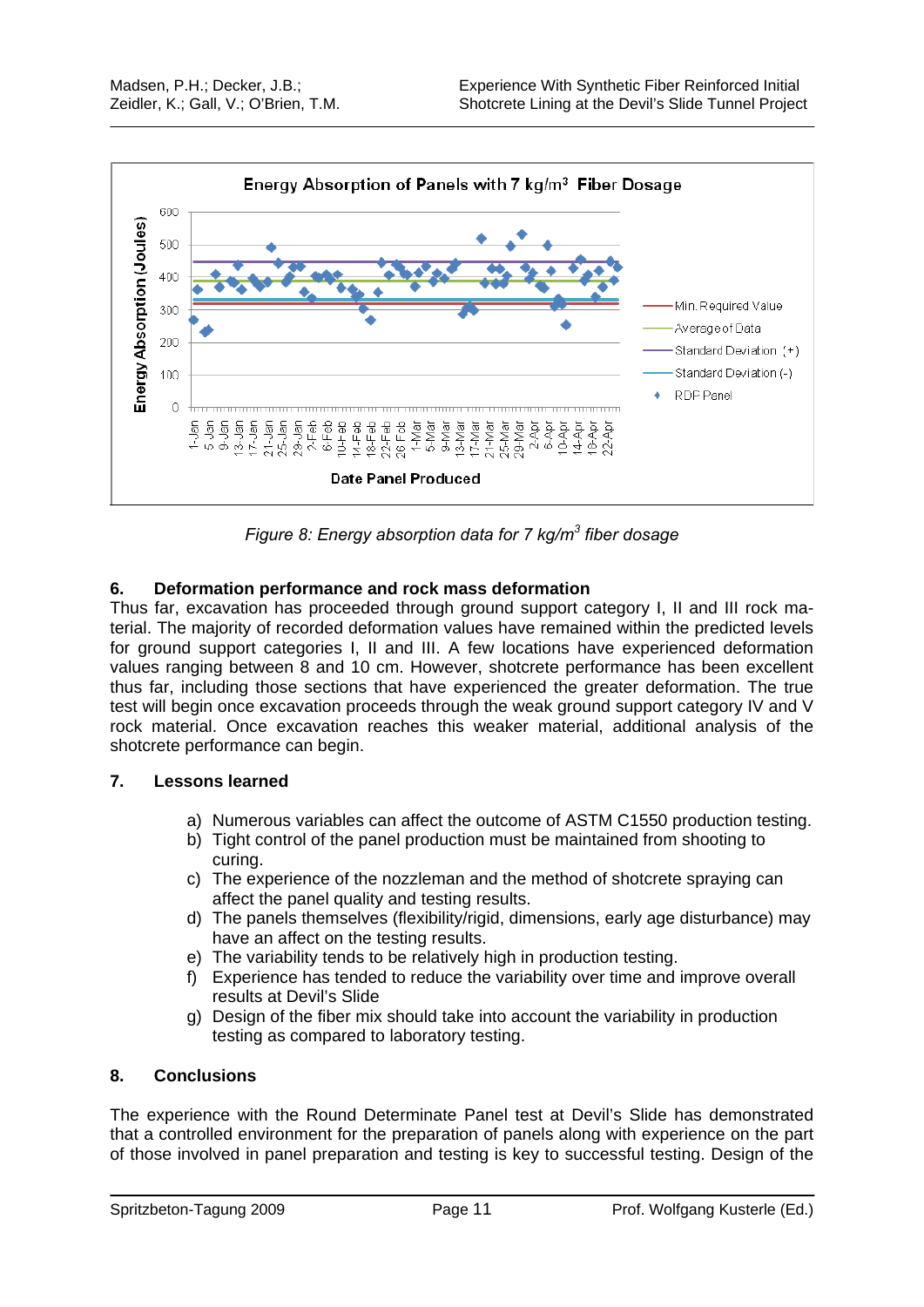Figure 8: Energy absorption data for 7 kg/m³ fiber dosage

## 6. Deformation performance and rock mass deformation

Thus far, excavation has proceeded through ground support category I, II and III rock material. The majority of recorded deformation values have remained within the predicted levels for ground support categories I, II and III. A few locations have experienced deformation values ranging between 8 and 10 cm. However, shotcrete performance has been excellent thus far, including those sections that have experienced the greater deformation. The true test will begin once excavation proceeds through the weak ground support category IV and V rock material. Once excavation reaches this weaker material, additional analysis of the shotcrete performance can begin.

## 7. Lessons learned

a) Numerous variables can affect the outcome of ASTM C1550 production testing.
b) Tight control of the panel production must be maintained from shooting to curing.
c) The experience of the nozzleman and the method of shotcrete spraying can affect the panel quality and testing results.
d) The panels themselves (flexibility/rigid, dimensions, early age disturbance) may have an affect on the testing results.
e) The variability tends to be relatively high in production testing.
f) Experience has tended to reduce the variability over time and improve overall results at Devil's Slide
g) Design of the fiber mix should take into account the variability in production testing as compared to laboratory testing.

## 8. Conclusions

The experience with the Round Determinate Panel test at Devil's Slide has demonstrated that a controlled environment for the preparation of panels along with experience on the part of those involved in panel preparation and testing is key to successful testing. Design of the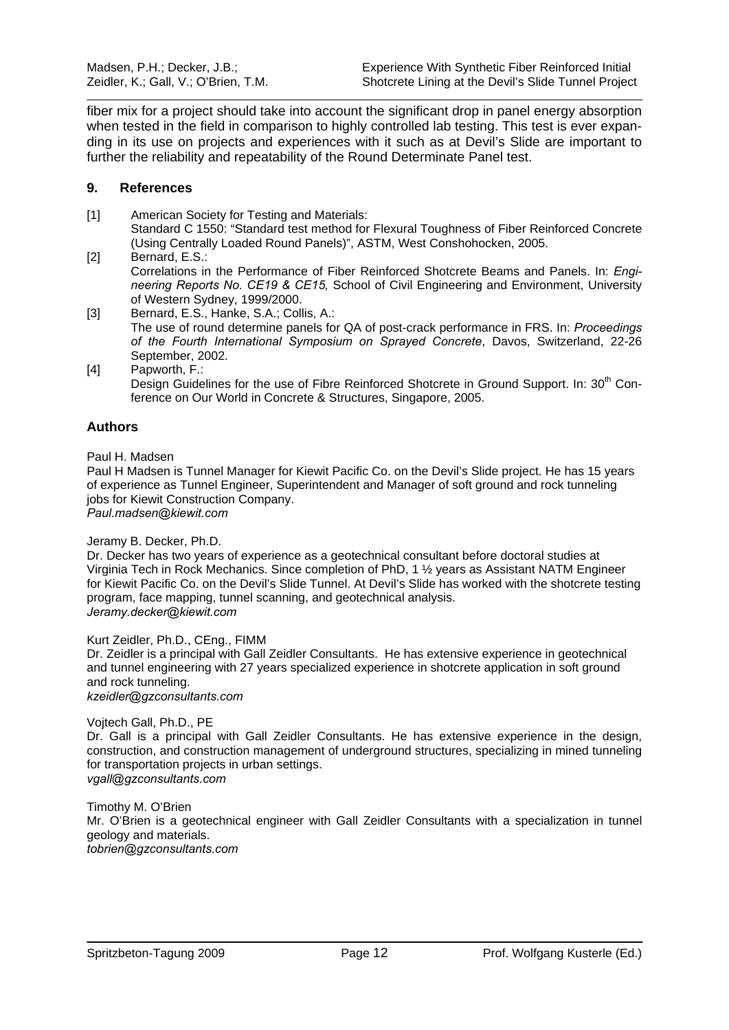fiber mix for a project should take into account the significant drop in panel energy absorption when tested in the field in comparison to highly controlled lab testing. This test is ever expanding in its use on projects and experiences with it such as at Devil's Slide are important to further the reliability and repeatability of the Round Determinate Panel test.

## 9. References

[1] American Society for Testing and Materials:
Standard C 1550: "Standard test method for Flexural Toughness of Fiber Reinforced Concrete (Using Centrally Loaded Round Panels)", ASTM, West Conshohocken, 2005.

[2] Bernard, E.S.:
Correlations in the Performance of Fiber Reinforced Shotcrete Beams and Panels. In: *Engineering Reports No. CE19 & CE15,* School of Civil Engineering and Environment, University of Western Sydney, 1999/2000.

[3] Bernard, E.S., Hanke, S.A.; Collis, A.:
The use of round determine panels for QA of post-crack performance in FRS. In: *Proceedings of the Fourth International Symposium on Sprayed Concrete*, Davos, Switzerland, 22-26 September, 2002.

[4] Papworth, F.:
Design Guidelines for the use of Fibre Reinforced Shotcrete in Ground Support. In: 30th Conference on Our World in Concrete & Structures, Singapore, 2005.

## Authors

Paul H. Madsen

Paul H Madsen is Tunnel Manager for Kiewit Pacific Co. on the Devil's Slide project. He has 15 years of experience as Tunnel Engineer, Superintendent and Manager of soft ground and rock tunneling jobs for Kiewit Construction Company.
*Paul.madsen@kiewit.com*

Jeramy B. Decker, Ph.D.

Dr. Decker has two years of experience as a geotechnical consultant before doctoral studies at Virginia Tech in Rock Mechanics. Since completion of PhD, 1 ½ years as Assistant NATM Engineer for Kiewit Pacific Co. on the Devil's Slide Tunnel. At Devil's Slide has worked with the shotcrete testing program, face mapping, tunnel scanning, and geotechnical analysis.
*Jeramy.decker@kiewit.com*

Kurt Zeidler, Ph.D., CEng., FIMM

Dr. Zeidler is a principal with Gall Zeidler Consultants. He has extensive experience in geotechnical and tunnel engineering with 27 years specialized experience in shotcrete application in soft ground and rock tunneling.
*kzeidler@gzconsultants.com*

Vojtech Gall, Ph.D., PE

Dr. Gall is a principal with Gall Zeidler Consultants. He has extensive experience in the design, construction, and construction management of underground structures, specializing in mined tunneling for transportation projects in urban settings.
*vgall@gzconsultants.com*

Timothy M. O'Brien

Mr. O'Brien is a geotechnical engineer with Gall Zeidler Consultants with a specialization in tunnel geology and materials.
*tobrien@gzconsultants.com*